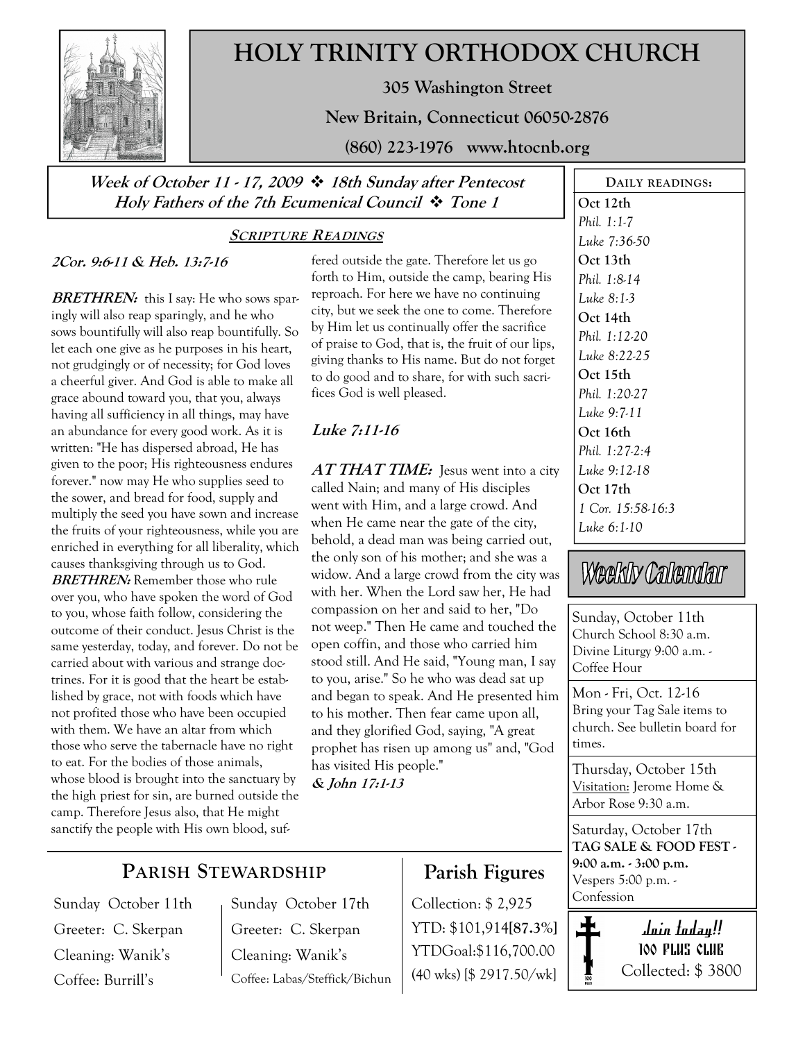# HOLY TRINITY ORTHODOX CHURCH

**305 Washington Street**

**New Britain, Connecticut 06050-2876**

**(860) 223-1976 www.htocnb.org**

***Week of October 11 - 17, 2009 ❖ 18th Sunday after Pentecost***
***Holy Fathers of the 7th Ecumenical Council ❖ Tone 1***

## SCRIPTURE READINGS

***2Cor. 9:6-11 & Heb. 13:7-16***

***BRETHREN:*** this I say: He who sows sparingly will also reap sparingly, and he who sows bountifully will also reap bountifully. So let each one give as he purposes in his heart, not grudgingly or of necessity; for God loves a cheerful giver. And God is able to make all grace abound toward you, that you, always having all sufficiency in all things, may have an abundance for every good work. As it is written: "He has dispersed abroad, He has given to the poor; His righteousness endures forever." now may He who supplies seed to the sower, and bread for food, supply and multiply the seed you have sown and increase the fruits of your righteousness, while you are enriched in everything for all liberality, which causes thanksgiving through us to God.
***BRETHREN:*** Remember those who rule over you, who have spoken the word of God to you, whose faith follow, considering the outcome of their conduct. Jesus Christ is the same yesterday, today, and forever. Do not be carried about with various and strange doctrines. For it is good that the heart be established by grace, not with foods which have not profited those who have been occupied with them. We have an altar from which those who serve the tabernacle have no right to eat. For the bodies of those animals, whose blood is brought into the sanctuary by the high priest for sin, are burned outside the camp. Therefore Jesus also, that He might sanctify the people with His own blood, suffered outside the gate. Therefore let us go forth to Him, outside the camp, bearing His reproach. For here we have no continuing city, but we seek the one to come. Therefore by Him let us continually offer the sacrifice of praise to God, that is, the fruit of our lips, giving thanks to His name. But do not forget to do good and to share, for with such sacrifices God is well pleased.

***Luke 7:11-16***

***AT THAT TIME:*** Jesus went into a city called Nain; and many of His disciples went with Him, and a large crowd. And when He came near the gate of the city, behold, a dead man was being carried out, the only son of his mother; and she was a widow. And a large crowd from the city was with her. When the Lord saw her, He had compassion on her and said to her, "Do not weep." Then He came and touched the open coffin, and those who carried him stood still. And He said, "Young man, I say to you, arise." So he who was dead sat up and began to speak. And He presented him to his mother. Then fear came upon all, and they glorified God, saying, "A great prophet has risen up among us" and, "God has visited His people."
***& John 17:1-13***

### DAILY READINGS:

**Oct 12th**
*Phil. 1:1-7*
*Luke 7:36-50*

**Oct 13th**
*Phil. 1:8-14*
*Luke 8:1-3*

**Oct 14th**
*Phil. 1:12-20*
*Luke 8:22-25*

**Oct 15th**
*Phil. 1:20-27*
*Luke 9:7-11*

**Oct 16th**
*Phil. 1:27-2:4*
*Luke 9:12-18*

**Oct 17th**
*1 Cor. 15:58-16:3*
*Luke 6:1-10*

## Weekly Calendar

Sunday, October 11th
Church School 8:30 a.m.
Divine Liturgy 9:00 a.m. - Coffee Hour

Mon - Fri, Oct. 12-16
Bring your Tag Sale items to church. See bulletin board for times.

Thursday, October 15th
Visitation: Jerome Home & Arbor Rose 9:30 a.m.

Saturday, October 17th
**TAG SALE & FOOD FEST - 9:00 a.m. - 3:00 p.m.**
Vespers 5:00 p.m. - Confession

## PARISH STEWARDSHIP

| Sunday October 11th | Sunday October 17th |
|---|---|
| Greeter: C. Skerpan | Greeter: C. Skerpan |
| Cleaning: Wanik's | Cleaning: Wanik's |
| Coffee: Burrill's | Coffee: Labas/Steffick/Bichun |

## Parish Figures

Collection: $ 2,925
YTD: $101,914[**87.3%**]
YTDGoal:$116,700.00
(40 wks) [$ 2917.50/wk]

**Join today!!**
**100 PLUS CLUB**
Collected: $ 3800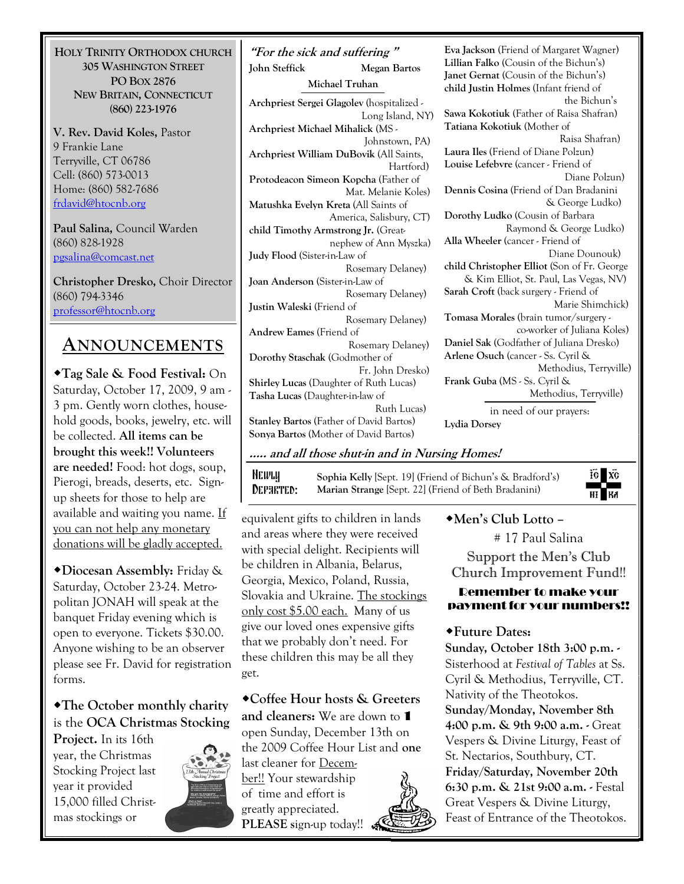**Holy Trinity Orthodox Church**
**305 Washington Street**
**PO Box 2876**
**New Britain, Connecticut**
**(860) 223-1976**

**V. Rev. David Koles,** Pastor
9 Frankie Lane
Terryville, CT 06786
Cell: (860) 573-0013
Home: (860) 582-7686
frdavid@htocnb.org

**Paul Salina,** Council Warden
(860) 828-1928
pgsalina@comcast.net

**Christopher Dresko,** Choir Director
(860) 794-3346
professor@htocnb.org

# ANNOUNCEMENTS

◆**Tag Sale & Food Festival:** On Saturday, October 17, 2009, 9 am - 3 pm. Gently worn clothes, household goods, books, jewelry, etc. will be collected. **All items can be brought this week!! Volunteers are needed!** Food: hot dogs, soup, Pierogi, breads, deserts, etc. Sign-up sheets for those to help are available and waiting you name. If you can not help any monetary donations will be gladly accepted.

◆**Diocesan Assembly:** Friday & Saturday, October 23-24. Metropolitan JONAH will speak at the banquet Friday evening which is open to everyone. Tickets $30.00. Anyone wishing to be an observer please see Fr. David for registration forms.

◆**The October monthly charity** is the **OCA Christmas Stocking Project.** In its 16th year, the Christmas Stocking Project last year it provided 15,000 filled Christmas stockings or equivalent gifts to children in lands and areas where they were received with special delight. Recipients will be children in Albania, Belarus, Georgia, Mexico, Poland, Russia, Slovakia and Ukraine. The stockings only cost $5.00 each. Many of us give our loved ones expensive gifts that we probably don't need. For these children this may be all they get.

◆**Coffee Hour hosts & Greeters and cleaners:** We are down to **1** open Sunday, December 13th on the 2009 Coffee Hour List and **one** last cleaner for December!! Your stewardship of time and effort is greatly appreciated. **PLEASE** sign-up today!!

### *"For the sick and suffering"*

**John Steffick**
**Megan Bartos**
**Michael Truhan**

**Archpriest Sergei Glagolev** (hospitalized - Long Island, NY)
**Archpriest Michael Mihalick** (MS - Johnstown, PA)
**Archpriest William DuBovik** (All Saints, Hartford)
**Protodeacon Simeon Kopcha** (Father of Mat. Melanie Koles)
**Matushka Evelyn Kreta** (All Saints of America, Salisbury, CT)
**child Timothy Armstrong Jr.** (Great-nephew of Ann Myszka)
**Judy Flood** (Sister-in-Law of Rosemary Delaney)
**Joan Anderson** (Sister-in-Law of Rosemary Delaney)
**Justin Waleski** (Friend of Rosemary Delaney)
**Andrew Eames** (Friend of Rosemary Delaney)
**Dorothy Staschak** (Godmother of Fr. John Dresko)
**Shirley Lucas** (Daughter of Ruth Lucas)
**Tasha Lucas** (Daughter-in-law of Ruth Lucas)
**Stanley Bartos** (Father of David Bartos)
**Sonya Bartos** (Mother of David Bartos)
**Eva Jackson** (Friend of Margaret Wagner)
**Lillian Falko** (Cousin of the Bichun's)
**Janet Gernat** (Cousin of the Bichun's)
**child Justin Holmes** (Infant friend of the Bichun's
**Sawa Kokotiuk** (Father of Raisa Shafran)
**Tatiana Kokotiuk** (Mother of Raisa Shafran)
**Laura Iles** (Friend of Diane Polzun)
**Louise Lefebvre** (cancer - Friend of Diane Polzun)
**Dennis Cosina** (Friend of Dan Bradanini & George Ludko)
**Dorothy Ludko** (Cousin of Barbara Raymond & George Ludko)
**Alla Wheeler** (cancer - Friend of Diane Dounouk)
**child Christopher Elliot** (Son of Fr. George & Kim Elliot, St. Paul, Las Vegas, NV)
**Sarah Croft** (back surgery - Friend of Marie Shimchick)
**Tomasa Morales** (brain tumor/surgery - co-worker of Juliana Koles)
**Daniel Sak** (Godfather of Juliana Dresko)
**Arlene Osuch** (cancer - Ss. Cyril & Methodius, Terryville)
**Frank Guba** (MS - Ss. Cyril & Methodius, Terryville)

in need of our prayers:
**Lydia Dorsey**

***..... and all those shut-in and in Nursing Homes!***

**Newly Departed:**
**Sophia Kelly** [Sept. 19] (Friend of Bichun's & Bradford's)
**Marian Strange** [Sept. 22] (Friend of Beth Bradanini)

ІС ХС
НІ КА

◆**Men's Club Lotto –**
# 17 Paul Salina
Support the Men's Club Church Improvement Fund!!
**Remember to make your payment for your numbers!!**

◆**Future Dates:**

**Sunday, October 18th 3:00 p.m. -** Sisterhood at *Festival of Tables* at Ss. Cyril & Methodius, Terryville, CT. Nativity of the Theotokos.

**Sunday/Monday, November 8th 4:00 p.m. & 9th 9:00 a.m. -** Great Vespers & Divine Liturgy, Feast of St. Nectarios, Southbury, CT.

**Friday/Saturday, November 20th 6:30 p.m. & 21st 9:00 a.m. -** Festal Great Vespers & Divine Liturgy, Feast of Entrance of the Theotokos.